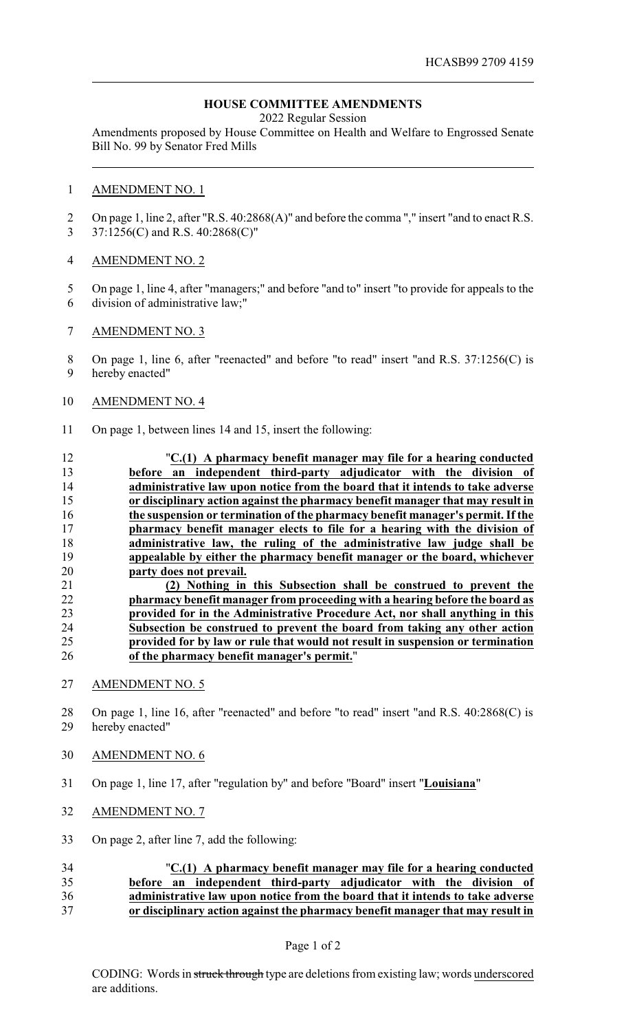# HOUSE COMMITTEE AMENDMENTS

2022 Regular Session

Amendments proposed by House Committee on Health and Welfare to Engrossed Senate Bill No. 99 by Senator Fred Mills

AMENDMENT NO. 1

On page 1, line 2, after "R.S. 40:2868(A)" and before the comma "," insert "and to enact R.S. 37:1256(C) and R.S. 40:2868(C)"

AMENDMENT NO. 2

On page 1, line 4, after "managers;" and before "and to" insert "to provide for appeals to the division of administrative law;"

AMENDMENT NO. 3

On page 1, line 6, after "reenacted" and before "to read" insert "and R.S. 37:1256(C) is hereby enacted"

AMENDMENT NO. 4

On page 1, between lines 14 and 15, insert the following:

"**C.(1) A pharmacy benefit manager may file for a hearing conducted before an independent third-party adjudicator with the division of administrative law upon notice from the board that it intends to take adverse or disciplinary action against the pharmacy benefit manager that may result in the suspension or termination of the pharmacy benefit manager's permit. If the pharmacy benefit manager elects to file for a hearing with the division of administrative law, the ruling of the administrative law judge shall be appealable by either the pharmacy benefit manager or the board, whichever party does not prevail.**

**(2) Nothing in this Subsection shall be construed to prevent the pharmacy benefit manager from proceeding with a hearing before the board as provided for in the Administrative Procedure Act, nor shall anything in this Subsection be construed to prevent the board from taking any other action provided for by law or rule that would not result in suspension or termination of the pharmacy benefit manager's permit.**"

AMENDMENT NO. 5

On page 1, line 16, after "reenacted" and before "to read" insert "and R.S. 40:2868(C) is hereby enacted"

AMENDMENT NO. 6

On page 1, line 17, after "regulation by" and before "Board" insert "**Louisiana**"

AMENDMENT NO. 7

On page 2, after line 7, add the following:

"**C.(1) A pharmacy benefit manager may file for a hearing conducted before an independent third-party adjudicator with the division of administrative law upon notice from the board that it intends to take adverse or disciplinary action against the pharmacy benefit manager that may result in**

CODING: Words in ~~struck through~~ type are deletions from existing law; words underscored are additions.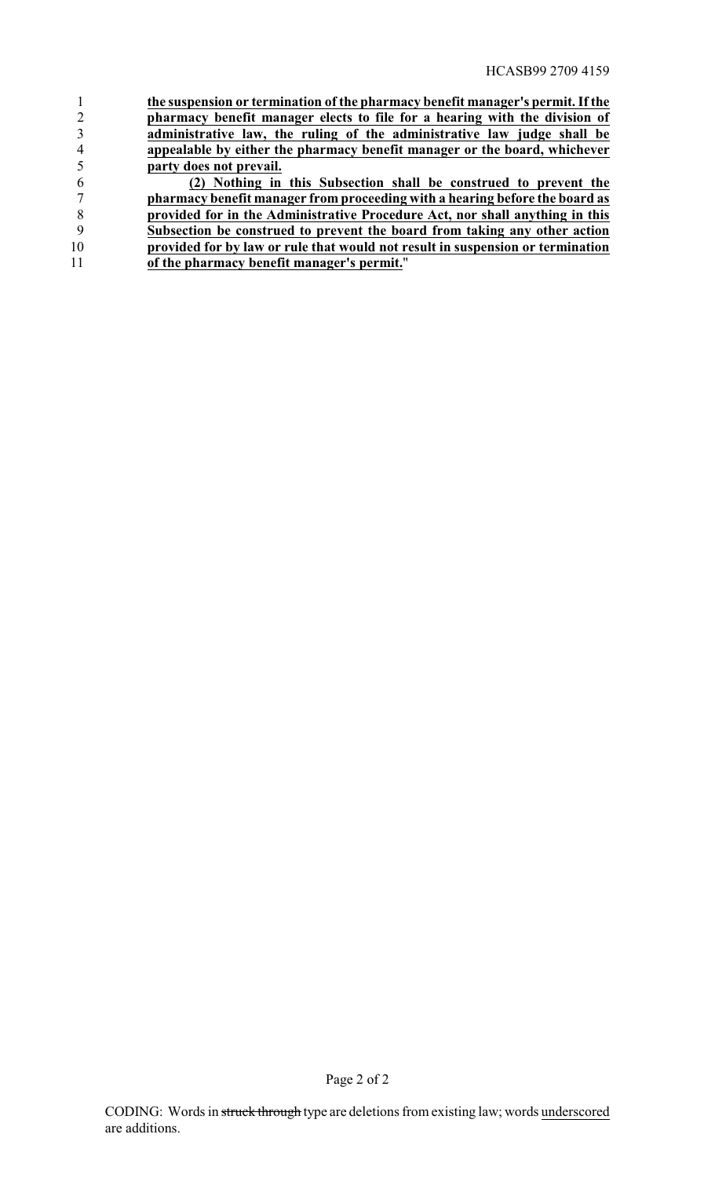**the suspension or termination of the pharmacy benefit manager's permit. If the pharmacy benefit manager elects to file for a hearing with the division of administrative law, the ruling of the administrative law judge shall be appealable by either the pharmacy benefit manager or the board, whichever party does not prevail.**

**(2) Nothing in this Subsection shall be construed to prevent the pharmacy benefit manager from proceeding with a hearing before the board as provided for in the Administrative Procedure Act, nor shall anything in this Subsection be construed to prevent the board from taking any other action provided for by law or rule that would not result in suspension or termination of the pharmacy benefit manager's permit.**"

CODING: Words in ~~struck through~~ type are deletions from existing law; words underscored are additions.